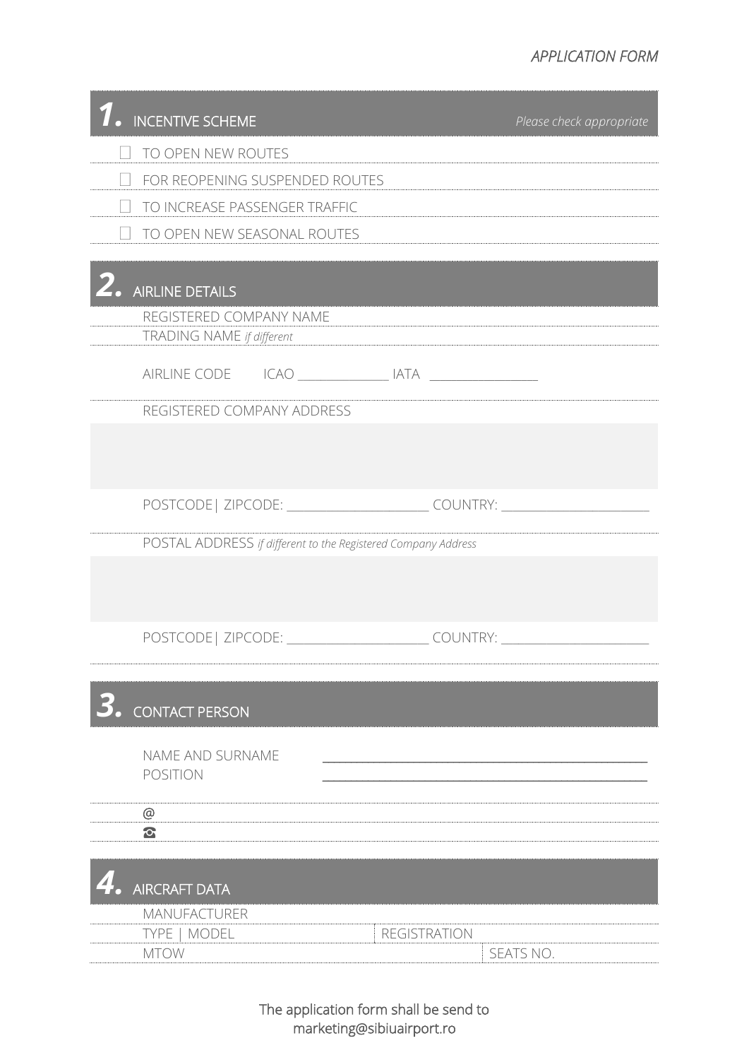*APPLICATION FORM*

## 1. INCENTIVE SCHEME

*Please check appropriate*

- ☐ TO OPEN NEW ROUTES
- ☐ FOR REOPENING SUSPENDED ROUTES
- ☐ TO INCREASE PASSENGER TRAFFIC
- ☐ TO OPEN NEW SEASONAL ROUTES

## 2. AIRLINE DETAILS

REGISTERED COMPANY NAME

TRADING NAME *if different*

AIRLINE CODE ICAO ______________ IATA _________________

REGISTERED COMPANY ADDRESS

POSTCODE| ZIPCODE: ______________________ COUNTRY: ________________________

POSTAL ADDRESS *if different to the Registered Company Address*

POSTCODE| ZIPCODE: ______________________ COUNTRY: ________________________

## 3. CONTACT PERSON

NAME AND SURNAME ____________________________________________________

POSITION ____________________________________________________

@

☎

## 4. AIRCRAFT DATA

MANUFACTURER

| TYPE \| MODEL | REGISTRATION |
|---|---|
| MTOW | SEATS NO. |

The application form shall be send to marketing@sibiuairport.ro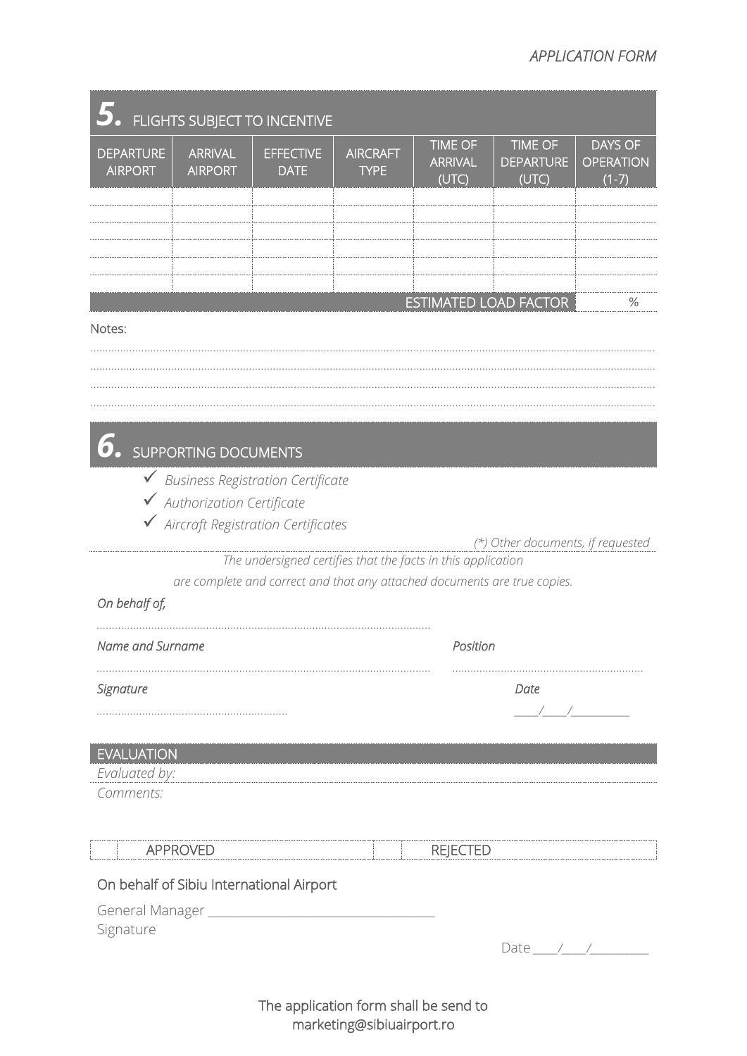*APPLICATION FORM*

## 5. FLIGHTS SUBJECT TO INCENTIVE

| DEPARTURE AIRPORT | ARRIVAL AIRPORT | EFFECTIVE DATE | AIRCRAFT TYPE | TIME OF ARRIVAL (UTC) | TIME OF DEPARTURE (UTC) | DAYS OF OPERATION (1-7) |
|---|---|---|---|---|---|---|
| | | | | | | |
| | | | | | | |
| | | | | | | |
| | | | | | | |
| | | | | | | |
| | | | | | | |
| | | | | | ESTIMATED LOAD FACTOR | % |

Notes:

..............................................................................................................................................................................................

..............................................................................................................................................................................................

..............................................................................................................................................................................................

..............................................................................................................................................................................................

## 6. SUPPORTING DOCUMENTS

- ✓ *Business Registration Certificate*
- ✓ *Authorization Certificate*
- ✓ *Aircraft Registration Certificates*

*(\*) Other documents, if requested*

*The undersigned certifies that the facts in this application*

*are complete and correct and that any attached documents are true copies.*

*On behalf of,*

..............................................................................................................

*Name and Surname*

..............................................................................................................

*Position*

..............................................................

*Signature*

..............................................................

*Date*

____/____/__________

### EVALUATION

*Evaluated by:*

*Comments:*

| | APPROVED | | REJECTED |
|---|---|---|---|

On behalf of Sibiu International Airport

General Manager ____________________________________

Signature

Date ____/____/__________

The application form shall be send to
marketing@sibiuairport.ro